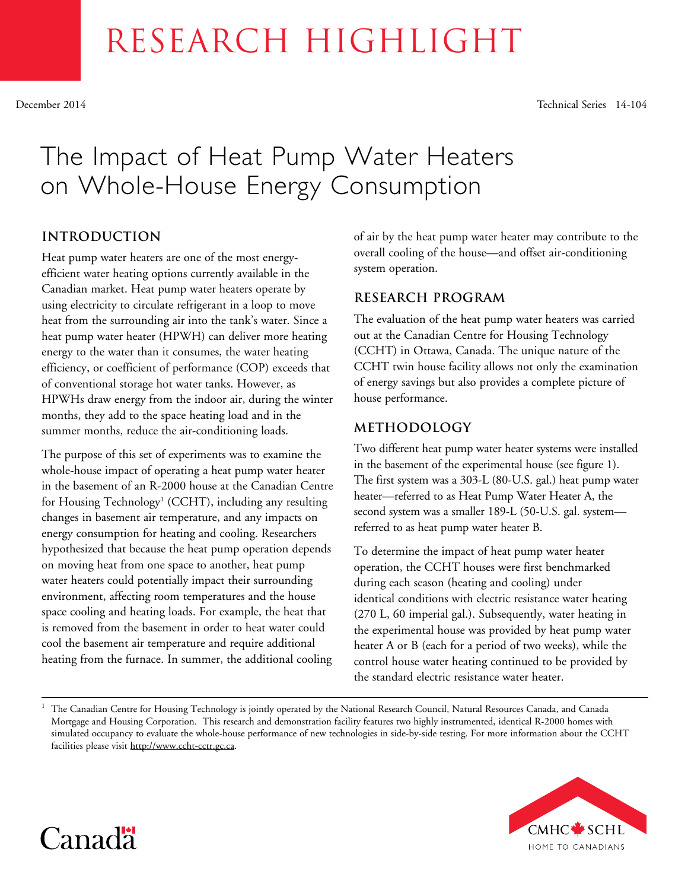# RESEARCH HIGHLIGHT

December 2014 Technical Series 14-104

# The Impact of Heat Pump Water Heaters on Whole-House Energy Consumption

## INTRODUCTION

Heat pump water heaters are one of the most energy-efficient water heating options currently available in the Canadian market. Heat pump water heaters operate by using electricity to circulate refrigerant in a loop to move heat from the surrounding air into the tank's water. Since a heat pump water heater (HPWH) can deliver more heating energy to the water than it consumes, the water heating efficiency, or coefficient of performance (COP) exceeds that of conventional storage hot water tanks. However, as HPWHs draw energy from the indoor air, during the winter months, they add to the space heating load and in the summer months, reduce the air-conditioning loads.

The purpose of this set of experiments was to examine the whole-house impact of operating a heat pump water heater in the basement of an R-2000 house at the Canadian Centre for Housing Technology[1] (CCHT), including any resulting changes in basement air temperature, and any impacts on energy consumption for heating and cooling. Researchers hypothesized that because the heat pump operation depends on moving heat from one space to another, heat pump water heaters could potentially impact their surrounding environment, affecting room temperatures and the house space cooling and heating loads. For example, the heat that is removed from the basement in order to heat water could cool the basement air temperature and require additional heating from the furnace. In summer, the additional cooling of air by the heat pump water heater may contribute to the overall cooling of the house—and offset air-conditioning system operation.

## RESEARCH PROGRAM

The evaluation of the heat pump water heaters was carried out at the Canadian Centre for Housing Technology (CCHT) in Ottawa, Canada. The unique nature of the CCHT twin house facility allows not only the examination of energy savings but also provides a complete picture of house performance.

## METHODOLOGY

Two different heat pump water heater systems were installed in the basement of the experimental house (see figure 1). The first system was a 303-L (80-U.S. gal.) heat pump water heater—referred to as Heat Pump Water Heater A, the second system was a smaller 189-L (50-U.S. gal. system—referred to as heat pump water heater B.

To determine the impact of heat pump water heater operation, the CCHT houses were first benchmarked during each season (heating and cooling) under identical conditions with electric resistance water heating (270 L, 60 imperial gal.). Subsequently, water heating in the experimental house was provided by heat pump water heater A or B (each for a period of two weeks), while the control house water heating continued to be provided by the standard electric resistance water heater.

[1] The Canadian Centre for Housing Technology is jointly operated by the National Research Council, Natural Resources Canada, and Canada Mortgage and Housing Corporation. This research and demonstration facility features two highly instrumented, identical R-2000 homes with simulated occupancy to evaluate the whole-house performance of new technologies in side-by-side testing. For more information about the CCHT facilities please visit http://www.ccht-cctr.gc.ca.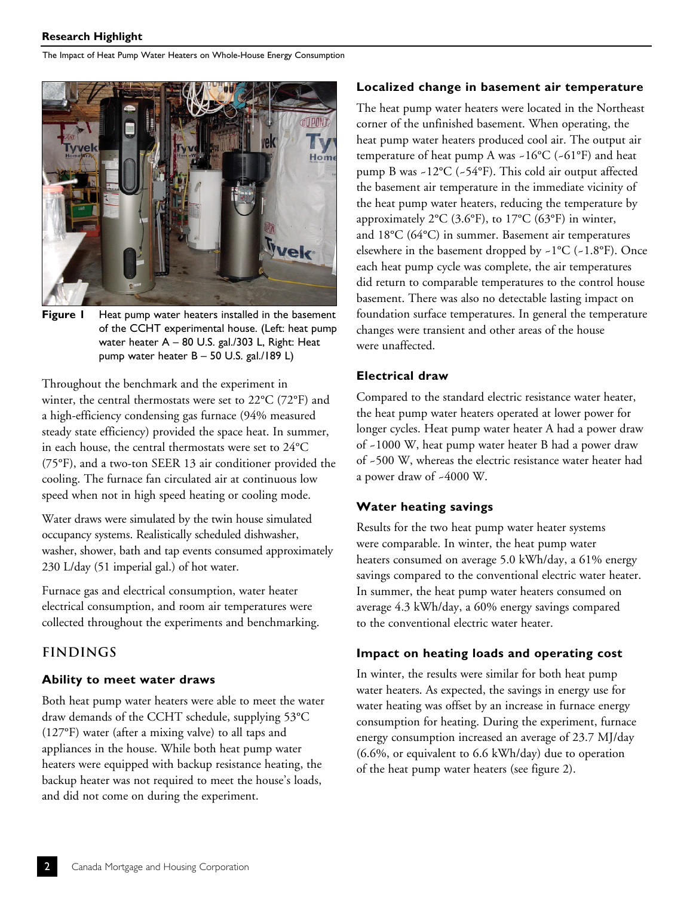Figure 1 Heat pump water heaters installed in the basement of the CCHT experimental house. (Left: heat pump water heater A – 80 U.S. gal./303 L, Right: Heat pump water heater B – 50 U.S. gal./189 L)

Throughout the benchmark and the experiment in winter, the central thermostats were set to 22°C (72°F) and a high-efficiency condensing gas furnace (94% measured steady state efficiency) provided the space heat. In summer, in each house, the central thermostats were set to 24°C (75°F), and a two-ton SEER 13 air conditioner provided the cooling. The furnace fan circulated air at continuous low speed when not in high speed heating or cooling mode.

Water draws were simulated by the twin house simulated occupancy systems. Realistically scheduled dishwasher, washer, shower, bath and tap events consumed approximately 230 L/day (51 imperial gal.) of hot water.

Furnace gas and electrical consumption, water heater electrical consumption, and room air temperatures were collected throughout the experiments and benchmarking.

## FINDINGS

### Ability to meet water draws

Both heat pump water heaters were able to meet the water draw demands of the CCHT schedule, supplying 53°C (127°F) water (after a mixing valve) to all taps and appliances in the house. While both heat pump water heaters were equipped with backup resistance heating, the backup heater was not required to meet the house's loads, and did not come on during the experiment.

### Localized change in basement air temperature

The heat pump water heaters were located in the Northeast corner of the unfinished basement. When operating, the heat pump water heaters produced cool air. The output air temperature of heat pump A was ~16°C (~61°F) and heat pump B was ~12°C (~54°F). This cold air output affected the basement air temperature in the immediate vicinity of the heat pump water heaters, reducing the temperature by approximately 2°C (3.6°F), to 17°C (63°F) in winter, and 18°C (64°C) in summer. Basement air temperatures elsewhere in the basement dropped by ~1°C (~1.8°F). Once each heat pump cycle was complete, the air temperatures did return to comparable temperatures to the control house basement. There was also no detectable lasting impact on foundation surface temperatures. In general the temperature changes were transient and other areas of the house were unaffected.

### Electrical draw

Compared to the standard electric resistance water heater, the heat pump water heaters operated at lower power for longer cycles. Heat pump water heater A had a power draw of ~1000 W, heat pump water heater B had a power draw of ~500 W, whereas the electric resistance water heater had a power draw of ~4000 W.

### Water heating savings

Results for the two heat pump water heater systems were comparable. In winter, the heat pump water heaters consumed on average 5.0 kWh/day, a 61% energy savings compared to the conventional electric water heater. In summer, the heat pump water heaters consumed on average 4.3 kWh/day, a 60% energy savings compared to the conventional electric water heater.

### Impact on heating loads and operating cost

In winter, the results were similar for both heat pump water heaters. As expected, the savings in energy use for water heating was offset by an increase in furnace energy consumption for heating. During the experiment, furnace energy consumption increased an average of 23.7 MJ/day (6.6%, or equivalent to 6.6 kWh/day) due to operation of the heat pump water heaters (see figure 2).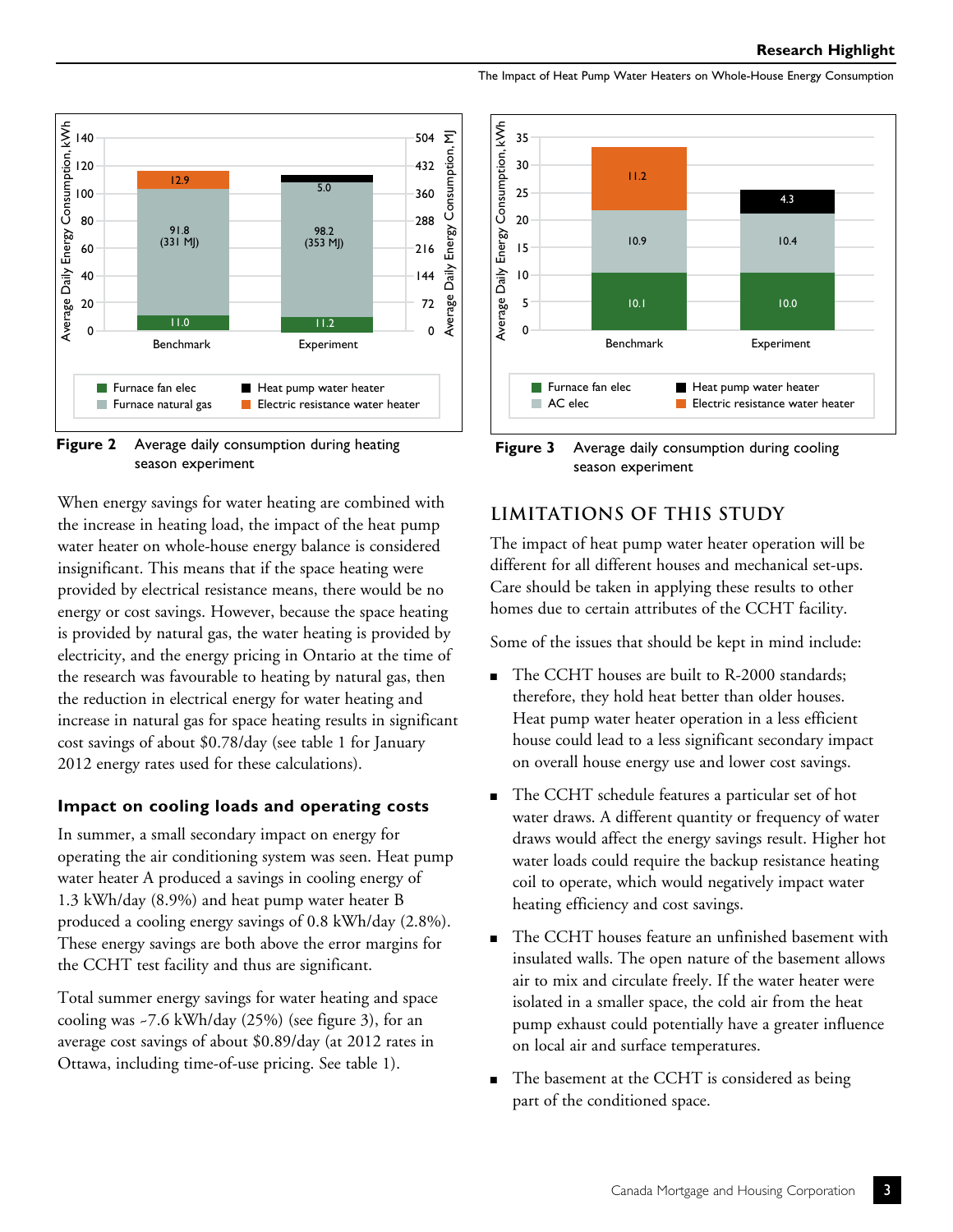Figure 2 Average daily consumption during heating season experiment

Figure 3 Average daily consumption during cooling season experiment

When energy savings for water heating are combined with the increase in heating load, the impact of the heat pump water heater on whole-house energy balance is considered insignificant. This means that if the space heating were provided by electrical resistance means, there would be no energy or cost savings. However, because the space heating is provided by natural gas, the water heating is provided by electricity, and the energy pricing in Ontario at the time of the research was favourable to heating by natural gas, then the reduction in electrical energy for water heating and increase in natural gas for space heating results in significant cost savings of about $0.78/day (see table 1 for January 2012 energy rates used for these calculations).

### Impact on cooling loads and operating costs

In summer, a small secondary impact on energy for operating the air conditioning system was seen. Heat pump water heater A produced a savings in cooling energy of 1.3 kWh/day (8.9%) and heat pump water heater B produced a cooling energy savings of 0.8 kWh/day (2.8%). These energy savings are both above the error margins for the CCHT test facility and thus are significant.

Total summer energy savings for water heating and space cooling was ~7.6 kWh/day (25%) (see figure 3), for an average cost savings of about $0.89/day (at 2012 rates in Ottawa, including time-of-use pricing. See table 1).

## LIMITATIONS OF THIS STUDY

The impact of heat pump water heater operation will be different for all different houses and mechanical set-ups. Care should be taken in applying these results to other homes due to certain attributes of the CCHT facility.

Some of the issues that should be kept in mind include:

- The CCHT houses are built to R-2000 standards; therefore, they hold heat better than older houses. Heat pump water heater operation in a less efficient house could lead to a less significant secondary impact on overall house energy use and lower cost savings.
- The CCHT schedule features a particular set of hot water draws. A different quantity or frequency of water draws would affect the energy savings result. Higher hot water loads could require the backup resistance heating coil to operate, which would negatively impact water heating efficiency and cost savings.
- The CCHT houses feature an unfinished basement with insulated walls. The open nature of the basement allows air to mix and circulate freely. If the water heater were isolated in a smaller space, the cold air from the heat pump exhaust could potentially have a greater influence on local air and surface temperatures.
- The basement at the CCHT is considered as being part of the conditioned space.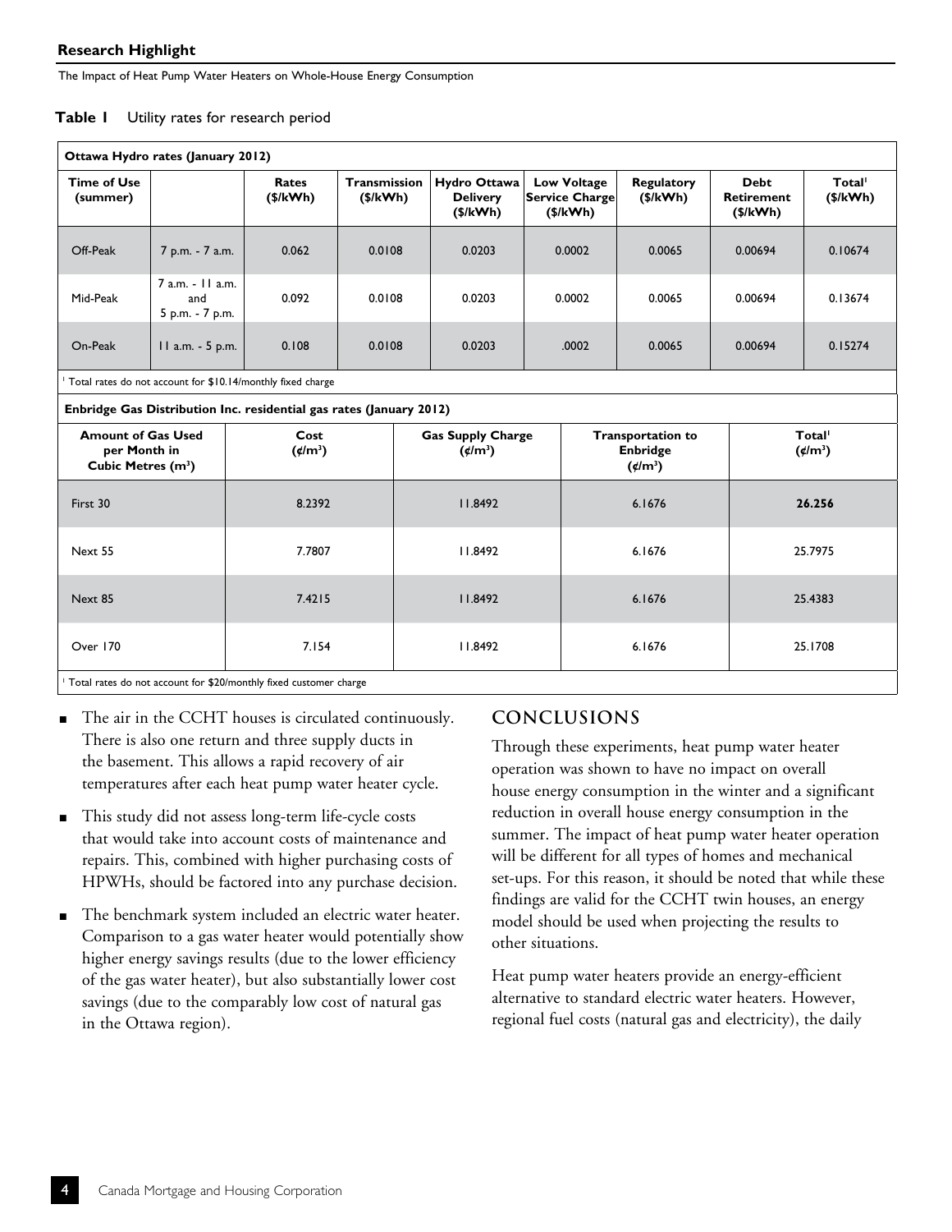**Table 1** Utility rates for research period

| Ottawa Hydro rates (January 2012) | | | | | | | | |
|---|---|---|---|---|---|---|---|---|
| **Time of Use (summer)** | | **Rates ($/kWh)** | **Transmission ($/kWh)** | **Hydro Ottawa Delivery ($/kWh)** | **Low Voltage Service Charge ($/kWh)** | **Regulatory ($/kWh)** | **Debt Retirement ($/kWh)** | **Total[1] ($/kWh)** |
| Off-Peak | 7 p.m. - 7 a.m. | 0.062 | 0.0108 | 0.0203 | 0.0002 | 0.0065 | 0.00694 | 0.10674 |
| Mid-Peak | 7 a.m. - 11 a.m. and 5 p.m. - 7 p.m. | 0.092 | 0.0108 | 0.0203 | 0.0002 | 0.0065 | 0.00694 | 0.13674 |
| On-Peak | 11 a.m. - 5 p.m. | 0.108 | 0.0108 | 0.0203 | .0002 | 0.0065 | 0.00694 | 0.15274 |

[1] Total rates do not account for $10.14/monthly fixed charge

| Enbridge Gas Distribution Inc. residential gas rates (January 2012) | | | | |
|---|---|---|---|---|
| **Amount of Gas Used per Month in Cubic Metres ($m^3$)** | **Cost (¢/$m^3$)** | **Gas Supply Charge (¢/$m^3$)** | **Transportation to Enbridge (¢/$m^3$)** | **Total[1] (¢/$m^3$)** |
| First 30 | 8.2392 | 11.8492 | 6.1676 | **26.256** |
| Next 55 | 7.7807 | 11.8492 | 6.1676 | 25.7975 |
| Next 85 | 7.4215 | 11.8492 | 6.1676 | 25.4383 |
| Over 170 | 7.154 | 11.8492 | 6.1676 | 25.1708 |

[1] Total rates do not account for $20/monthly fixed customer charge

- The air in the CCHT houses is circulated continuously. There is also one return and three supply ducts in the basement. This allows a rapid recovery of air temperatures after each heat pump water heater cycle.
- This study did not assess long-term life-cycle costs that would take into account costs of maintenance and repairs. This, combined with higher purchasing costs of HPWHs, should be factored into any purchase decision.
- The benchmark system included an electric water heater. Comparison to a gas water heater would potentially show higher energy savings results (due to the lower efficiency of the gas water heater), but also substantially lower cost savings (due to the comparably low cost of natural gas in the Ottawa region).

## CONCLUSIONS

Through these experiments, heat pump water heater operation was shown to have no impact on overall house energy consumption in the winter and a significant reduction in overall house energy consumption in the summer. The impact of heat pump water heater operation will be different for all types of homes and mechanical set-ups. For this reason, it should be noted that while these findings are valid for the CCHT twin houses, an energy model should be used when projecting the results to other situations.

Heat pump water heaters provide an energy-efficient alternative to standard electric water heaters. However, regional fuel costs (natural gas and electricity), the daily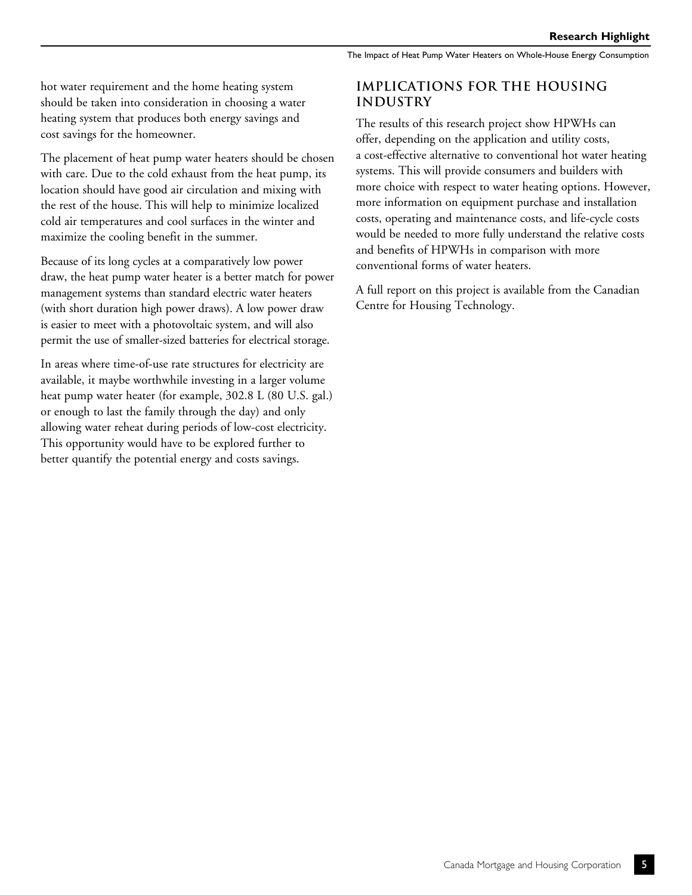hot water requirement and the home heating system should be taken into consideration in choosing a water heating system that produces both energy savings and cost savings for the homeowner.

The placement of heat pump water heaters should be chosen with care. Due to the cold exhaust from the heat pump, its location should have good air circulation and mixing with the rest of the house. This will help to minimize localized cold air temperatures and cool surfaces in the winter and maximize the cooling benefit in the summer.

Because of its long cycles at a comparatively low power draw, the heat pump water heater is a better match for power management systems than standard electric water heaters (with short duration high power draws). A low power draw is easier to meet with a photovoltaic system, and will also permit the use of smaller-sized batteries for electrical storage.

In areas where time-of-use rate structures for electricity are available, it maybe worthwhile investing in a larger volume heat pump water heater (for example, 302.8 L (80 U.S. gal.) or enough to last the family through the day) and only allowing water reheat during periods of low-cost electricity. This opportunity would have to be explored further to better quantify the potential energy and costs savings.

## IMPLICATIONS FOR THE HOUSING INDUSTRY

The results of this research project show HPWHs can offer, depending on the application and utility costs, a cost-effective alternative to conventional hot water heating systems. This will provide consumers and builders with more choice with respect to water heating options. However, more information on equipment purchase and installation costs, operating and maintenance costs, and life-cycle costs would be needed to more fully understand the relative costs and benefits of HPWHs in comparison with more conventional forms of water heaters.

A full report on this project is available from the Canadian Centre for Housing Technology.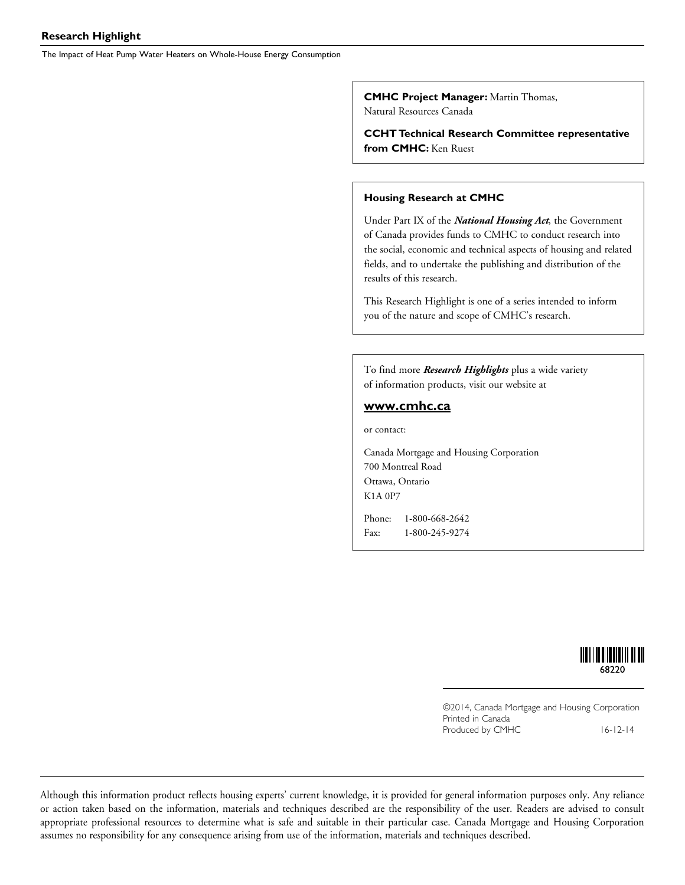**CMHC Project Manager:** Martin Thomas,
Natural Resources Canada

**CCHT Technical Research Committee representative from CMHC:** Ken Ruest

**Housing Research at CMHC**

Under Part IX of the ***National Housing Act***, the Government of Canada provides funds to CMHC to conduct research into the social, economic and technical aspects of housing and related fields, and to undertake the publishing and distribution of the results of this research.

This Research Highlight is one of a series intended to inform you of the nature and scope of CMHC's research.

To find more ***Research Highlights*** plus a wide variety of information products, visit our website at

**www.cmhc.ca**

or contact:

Canada Mortgage and Housing Corporation
700 Montreal Road
Ottawa, Ontario
K1A 0P7

Phone: 1-800-668-2642
Fax: 1-800-245-9274

68220

©2014, Canada Mortgage and Housing Corporation
Printed in Canada
Produced by CMHC 16-12-14

Although this information product reflects housing experts' current knowledge, it is provided for general information purposes only. Any reliance or action taken based on the information, materials and techniques described are the responsibility of the user. Readers are advised to consult appropriate professional resources to determine what is safe and suitable in their particular case. Canada Mortgage and Housing Corporation assumes no responsibility for any consequence arising from use of the information, materials and techniques described.